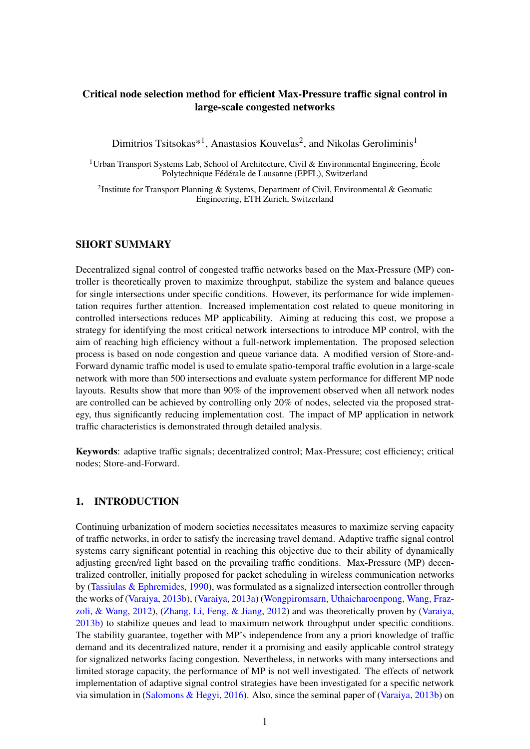# Critical node selection method for efficient Max-Pressure traffic signal control in large-scale congested networks

Dimitrios Tsitsokas*[1], Anastasios Kouvelas[2], and Nikolas Geroliminis[1]

[1]Urban Transport Systems Lab, School of Architecture, Civil & Environmental Engineering, École Polytechnique Fédérale de Lausanne (EPFL), Switzerland

[2]Institute for Transport Planning & Systems, Department of Civil, Environmental & Geomatic Engineering, ETH Zurich, Switzerland

## SHORT SUMMARY

Decentralized signal control of congested traffic networks based on the Max-Pressure (MP) controller is theoretically proven to maximize throughput, stabilize the system and balance queues for single intersections under specific conditions. However, its performance for wide implementation requires further attention. Increased implementation cost related to queue monitoring in controlled intersections reduces MP applicability. Aiming at reducing this cost, we propose a strategy for identifying the most critical network intersections to introduce MP control, with the aim of reaching high efficiency without a full-network implementation. The proposed selection process is based on node congestion and queue variance data. A modified version of Store-and-Forward dynamic traffic model is used to emulate spatio-temporal traffic evolution in a large-scale network with more than 500 intersections and evaluate system performance for different MP node layouts. Results show that more than 90% of the improvement observed when all network nodes are controlled can be achieved by controlling only 20% of nodes, selected via the proposed strategy, thus significantly reducing implementation cost. The impact of MP application in network traffic characteristics is demonstrated through detailed analysis.

**Keywords**: adaptive traffic signals; decentralized control; Max-Pressure; cost efficiency; critical nodes; Store-and-Forward.

## 1. INTRODUCTION

Continuing urbanization of modern societies necessitates measures to maximize serving capacity of traffic networks, in order to satisfy the increasing travel demand. Adaptive traffic signal control systems carry significant potential in reaching this objective due to their ability of dynamically adjusting green/red light based on the prevailing traffic conditions. Max-Pressure (MP) decentralized controller, initially proposed for packet scheduling in wireless communication networks by (Tassiulas & Ephremides, 1990), was formulated as a signalized intersection controller through the works of (Varaiya, 2013b), (Varaiya, 2013a) (Wongpiromsarn, Uthaicharoenpong, Wang, Frazzoli, & Wang, 2012), (Zhang, Li, Feng, & Jiang, 2012) and was theoretically proven by (Varaiya, 2013b) to stabilize queues and lead to maximum network throughput under specific conditions. The stability guarantee, together with MP's independence from any a priori knowledge of traffic demand and its decentralized nature, render it a promising and easily applicable control strategy for signalized networks facing congestion. Nevertheless, in networks with many intersections and limited storage capacity, the performance of MP is not well investigated. The effects of network implementation of adaptive signal control strategies have been investigated for a specific network via simulation in (Salomons & Hegyi, 2016). Also, since the seminal paper of (Varaiya, 2013b) on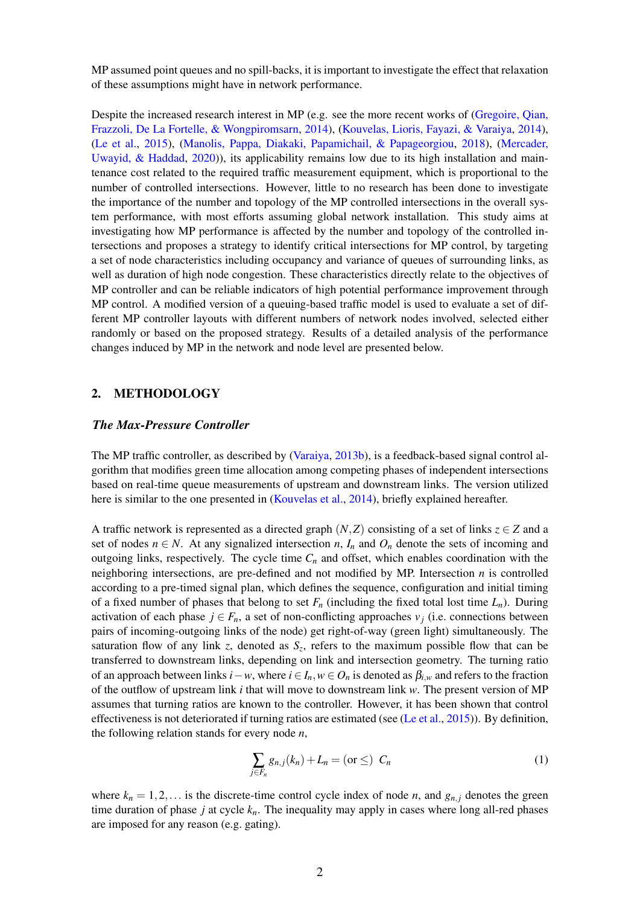MP assumed point queues and no spill-backs, it is important to investigate the effect that relaxation of these assumptions might have in network performance.

Despite the increased research interest in MP (e.g. see the more recent works of (Gregoire, Qian, Frazzoli, De La Fortelle, & Wongpiromsarn, 2014), (Kouvelas, Lioris, Fayazi, & Varaiya, 2014), (Le et al., 2015), (Manolis, Pappa, Diakaki, Papamichail, & Papageorgiou, 2018), (Mercader, Uwayid, & Haddad, 2020)), its applicability remains low due to its high installation and maintenance cost related to the required traffic measurement equipment, which is proportional to the number of controlled intersections. However, little to no research has been done to investigate the importance of the number and topology of the MP controlled intersections in the overall system performance, with most efforts assuming global network installation. This study aims at investigating how MP performance is affected by the number and topology of the controlled intersections and proposes a strategy to identify critical intersections for MP control, by targeting a set of node characteristics including occupancy and variance of queues of surrounding links, as well as duration of high node congestion. These characteristics directly relate to the objectives of MP controller and can be reliable indicators of high potential performance improvement through MP control. A modified version of a queuing-based traffic model is used to evaluate a set of different MP controller layouts with different numbers of network nodes involved, selected either randomly or based on the proposed strategy. Results of a detailed analysis of the performance changes induced by MP in the network and node level are presented below.

## 2. METHODOLOGY

### *The Max-Pressure Controller*

The MP traffic controller, as described by (Varaiya, 2013b), is a feedback-based signal control algorithm that modifies green time allocation among competing phases of independent intersections based on real-time queue measurements of upstream and downstream links. The version utilized here is similar to the one presented in (Kouvelas et al., 2014), briefly explained hereafter.

A traffic network is represented as a directed graph $(N, Z)$ consisting of a set of links $z \in Z$ and a set of nodes $n \in N$. At any signalized intersection $n$, $I_n$ and $O_n$ denote the sets of incoming and outgoing links, respectively. The cycle time $C_n$ and offset, which enables coordination with the neighboring intersections, are pre-defined and not modified by MP. Intersection $n$ is controlled according to a pre-timed signal plan, which defines the sequence, configuration and initial timing of a fixed number of phases that belong to set $F_n$ (including the fixed total lost time $L_n$). During activation of each phase $j \in F_n$, a set of non-conflicting approaches $v_j$ (i.e. connections between pairs of incoming-outgoing links of the node) get right-of-way (green light) simultaneously. The saturation flow of any link $z$, denoted as $S_z$, refers to the maximum possible flow that can be transferred to downstream links, depending on link and intersection geometry. The turning ratio of an approach between links $i - w$, where $i \in I_n, w \in O_n$ is denoted as $\beta_{i,w}$ and refers to the fraction of the outflow of upstream link $i$ that will move to downstream link $w$. The present version of MP assumes that turning ratios are known to the controller. However, it has been shown that control effectiveness is not deteriorated if turning ratios are estimated (see (Le et al., 2015)). By definition, the following relation stands for every node $n$,

$$\sum_{j \in F_n} g_{n,j}(k_n) + L_n = (\text{or} \leq) \;\; C_n \tag{1}$$

where $k_n = 1, 2, \ldots$ is the discrete-time control cycle index of node $n$, and $g_{n,j}$ denotes the green time duration of phase $j$ at cycle $k_n$. The inequality may apply in cases where long all-red phases are imposed for any reason (e.g. gating).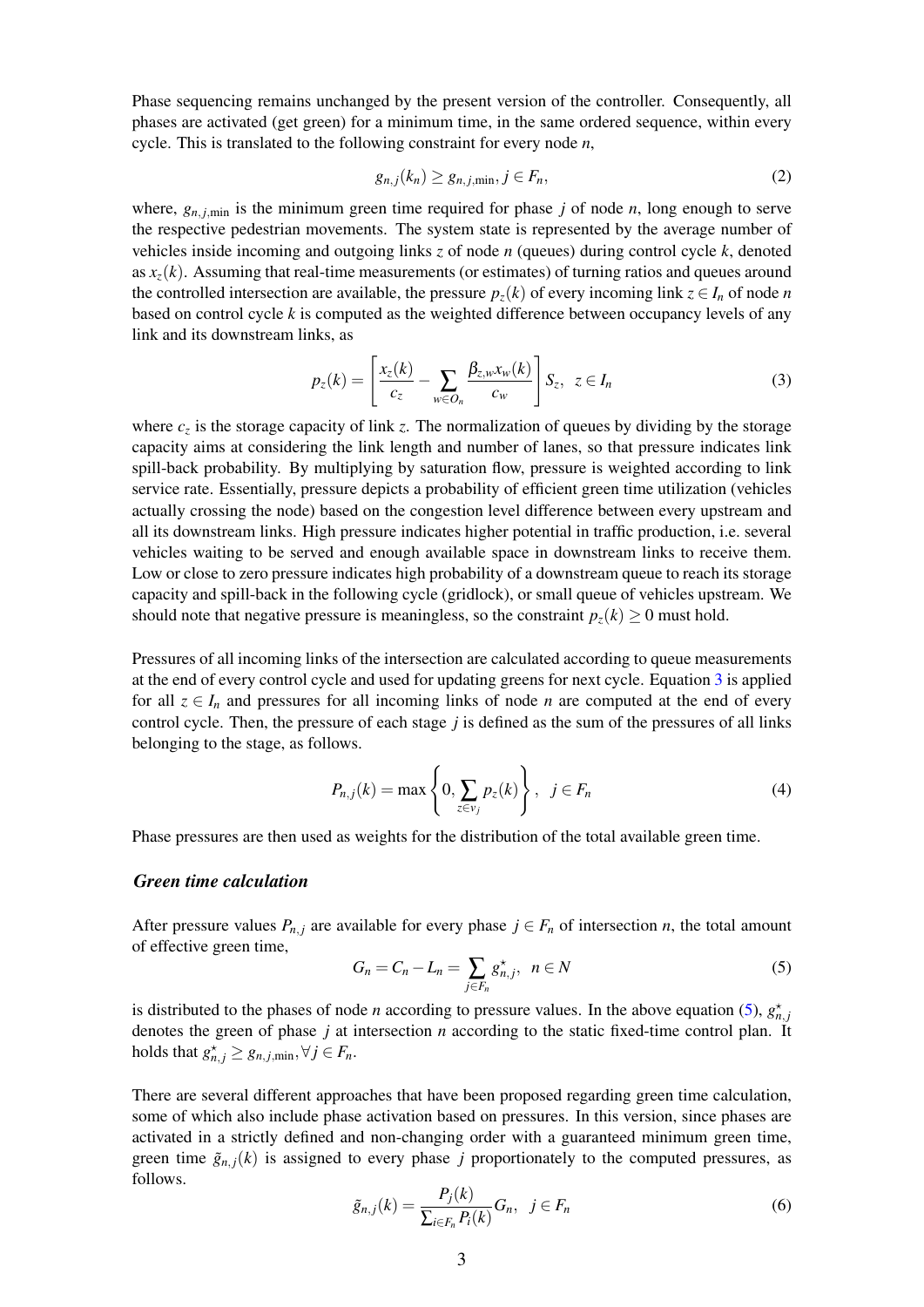Phase sequencing remains unchanged by the present version of the controller. Consequently, all phases are activated (get green) for a minimum time, in the same ordered sequence, within every cycle. This is translated to the following constraint for every node $n$,

$$g_{n,j}(k_n) \geq g_{n,j,\min}, j \in F_n, \tag{2}$$

where, $g_{n,j,\min}$ is the minimum green time required for phase $j$ of node $n$, long enough to serve the respective pedestrian movements. The system state is represented by the average number of vehicles inside incoming and outgoing links $z$ of node $n$ (queues) during control cycle $k$, denoted as $x_z(k)$. Assuming that real-time measurements (or estimates) of turning ratios and queues around the controlled intersection are available, the pressure $p_z(k)$ of every incoming link $z \in I_n$ of node $n$ based on control cycle $k$ is computed as the weighted difference between occupancy levels of any link and its downstream links, as

$$p_z(k) = \left[ \frac{x_z(k)}{c_z} - \sum_{w \in O_n} \frac{\beta_{z,w} x_w(k)}{c_w} \right] S_z, \;\; z \in I_n \tag{3}$$

where $c_z$ is the storage capacity of link $z$. The normalization of queues by dividing by the storage capacity aims at considering the link length and number of lanes, so that pressure indicates link spill-back probability. By multiplying by saturation flow, pressure is weighted according to link service rate. Essentially, pressure depicts a probability of efficient green time utilization (vehicles actually crossing the node) based on the congestion level difference between every upstream and all its downstream links. High pressure indicates higher potential in traffic production, i.e. several vehicles waiting to be served and enough available space in downstream links to receive them. Low or close to zero pressure indicates high probability of a downstream queue to reach its storage capacity and spill-back in the following cycle (gridlock), or small queue of vehicles upstream. We should note that negative pressure is meaningless, so the constraint $p_z(k) \geq 0$ must hold.

Pressures of all incoming links of the intersection are calculated according to queue measurements at the end of every control cycle and used for updating greens for next cycle. Equation 3 is applied for all $z \in I_n$ and pressures for all incoming links of node $n$ are computed at the end of every control cycle. Then, the pressure of each stage $j$ is defined as the sum of the pressures of all links belonging to the stage, as follows.

$$P_{n,j}(k) = \max \left\{ 0, \sum_{z \in v_j} p_z(k) \right\}, \;\; j \in F_n \tag{4}$$

Phase pressures are then used as weights for the distribution of the total available green time.

### *Green time calculation*

After pressure values $P_{n,j}$ are available for every phase $j \in F_n$ of intersection $n$, the total amount of effective green time,

$$G_n = C_n - L_n = \sum_{j \in F_n} g^{\star}_{n,j}, \;\; n \in N \tag{5}$$

is distributed to the phases of node $n$ according to pressure values. In the above equation (5), $g^{\star}_{n,j}$ denotes the green of phase $j$ at intersection $n$ according to the static fixed-time control plan. It holds that $g^{\star}_{n,j} \geq g_{n,j,\min}, \forall j \in F_n$.

There are several different approaches that have been proposed regarding green time calculation, some of which also include phase activation based on pressures. In this version, since phases are activated in a strictly defined and non-changing order with a guaranteed minimum green time, green time $\tilde{g}_{n,j}(k)$ is assigned to every phase $j$ proportionately to the computed pressures, as follows.

$$\tilde{g}_{n,j}(k) = \frac{P_j(k)}{\sum_{i \in F_n} P_i(k)} G_n, \;\; j \in F_n \tag{6}$$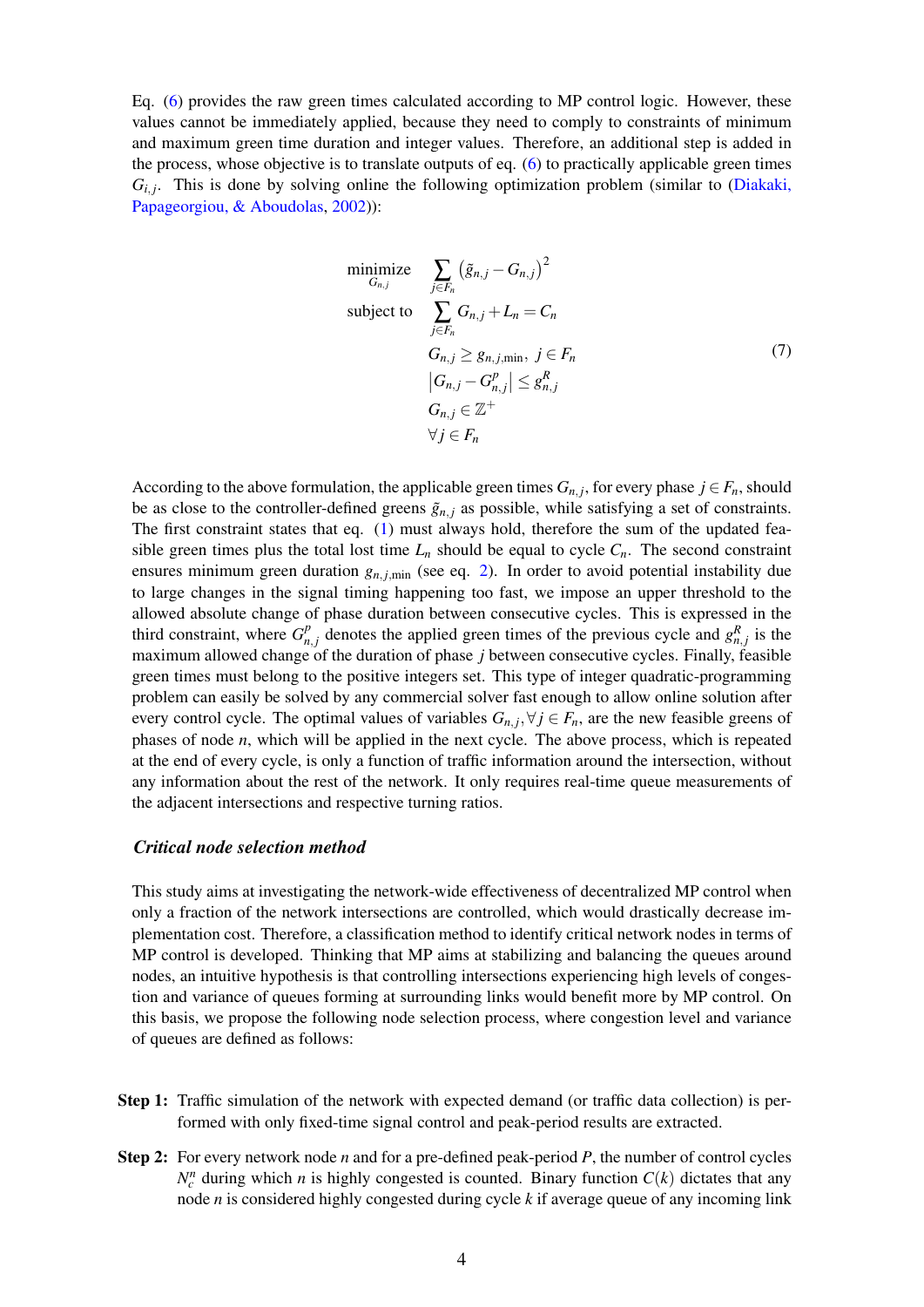Eq. (6) provides the raw green times calculated according to MP control logic. However, these values cannot be immediately applied, because they need to comply to constraints of minimum and maximum green time duration and integer values. Therefore, an additional step is added in the process, whose objective is to translate outputs of eq. (6) to practically applicable green times $G_{i,j}$. This is done by solving online the following optimization problem (similar to (Diakaki, Papageorgiou, & Aboudolas, 2002)):

$$
\begin{aligned}
\underset{G_{n,j}}{\text{minimize}} \quad & \sum_{j \in F_n} \left(\tilde{g}_{n,j} - G_{n,j}\right)^2 \\
\text{subject to} \quad & \sum_{j \in F_n} G_{n,j} + L_n = C_n \\
& G_{n,j} \geq g_{n,j,\min}, \; j \in F_n \\
& \left|G_{n,j} - G_{n,j}^{p}\right| \leq g_{n,j}^{R} \\
& G_{n,j} \in \mathbb{Z}^{+} \\
& \forall j \in F_n
\end{aligned}
\tag{7}
$$

According to the above formulation, the applicable green times $G_{n,j}$, for every phase $j \in F_n$, should be as close to the controller-defined greens $\tilde{g}_{n,j}$ as possible, while satisfying a set of constraints. The first constraint states that eq. (1) must always hold, therefore the sum of the updated feasible green times plus the total lost time $L_n$ should be equal to cycle $C_n$. The second constraint ensures minimum green duration $g_{n,j,\min}$ (see eq. 2). In order to avoid potential instability due to large changes in the signal timing happening too fast, we impose an upper threshold to the allowed absolute change of phase duration between consecutive cycles. This is expressed in the third constraint, where $G_{n,j}^{p}$ denotes the applied green times of the previous cycle and $g_{n,j}^{R}$ is the maximum allowed change of the duration of phase $j$ between consecutive cycles. Finally, feasible green times must belong to the positive integers set. This type of integer quadratic-programming problem can easily be solved by any commercial solver fast enough to allow online solution after every control cycle. The optimal values of variables $G_{n,j}, \forall j \in F_n$, are the new feasible greens of phases of node $n$, which will be applied in the next cycle. The above process, which is repeated at the end of every cycle, is only a function of traffic information around the intersection, without any information about the rest of the network. It only requires real-time queue measurements of the adjacent intersections and respective turning ratios.

### *Critical node selection method*

This study aims at investigating the network-wide effectiveness of decentralized MP control when only a fraction of the network intersections are controlled, which would drastically decrease implementation cost. Therefore, a classification method to identify critical network nodes in terms of MP control is developed. Thinking that MP aims at stabilizing and balancing the queues around nodes, an intuitive hypothesis is that controlling intersections experiencing high levels of congestion and variance of queues forming at surrounding links would benefit more by MP control. On this basis, we propose the following node selection process, where congestion level and variance of queues are defined as follows:

**Step 1:** Traffic simulation of the network with expected demand (or traffic data collection) is performed with only fixed-time signal control and peak-period results are extracted.

**Step 2:** For every network node $n$ and for a pre-defined peak-period $P$, the number of control cycles $N_c^n$ during which $n$ is highly congested is counted. Binary function $C(k)$ dictates that any node $n$ is considered highly congested during cycle $k$ if average queue of any incoming link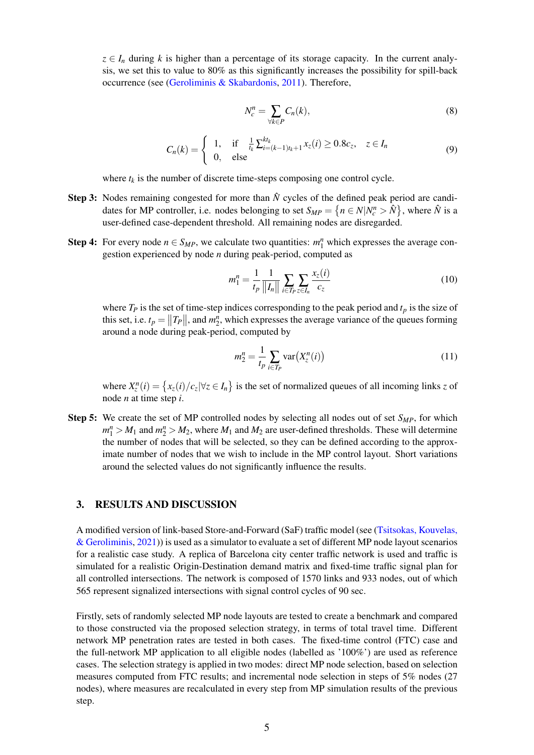$z \in I_n$ during $k$ is higher than a percentage of its storage capacity. In the current analysis, we set this to value to 80% as this significantly increases the possibility for spill-back occurrence (see (Geroliminis & Skabardonis, 2011). Therefore,

$$N_c^n = \sum_{\forall k \in P} C_n(k), \tag{8}$$

$$C_n(k) = \begin{cases} 1, & \text{if} \quad \frac{1}{t_k} \sum_{i=(k-1)t_k+1}^{kt_k} x_z(i) \geq 0.8c_z, \quad z \in I_n \\ 0, & \text{else} \end{cases} \tag{9}$$

where $t_k$ is the number of discrete time-steps composing one control cycle.

**Step 3:** Nodes remaining congested for more than $\hat{N}$ cycles of the defined peak period are candidates for MP controller, i.e. nodes belonging to set $S_{MP} = \{n \in N | N_c^n > \hat{N}\}$, where $\hat{N}$ is a user-defined case-dependent threshold. All remaining nodes are disregarded.

**Step 4:** For every node $n \in S_{MP}$, we calculate two quantities: $m_1^n$ which expresses the average congestion experienced by node $n$ during peak-period, computed as

$$m_1^n = \frac{1}{t_p} \frac{1}{\|I_n\|} \sum_{i \in T_P} \sum_{z \in I_n} \frac{x_z(i)}{c_z} \tag{10}$$

where $T_P$ is the set of time-step indices corresponding to the peak period and $t_p$ is the size of this set, i.e. $t_p = \|T_P\|$, and $m_2^n$, which expresses the average variance of the queues forming around a node during peak-period, computed by

$$m_2^n = \frac{1}{t_p} \sum_{i \in T_P} \text{var}\big(X_z^n(i)\big) \tag{11}$$

where $X_z^n(i) = \{x_z(i)/c_z | \forall z \in I_n\}$ is the set of normalized queues of all incoming links $z$ of node $n$ at time step $i$.

**Step 5:** We create the set of MP controlled nodes by selecting all nodes out of set $S_{MP}$, for which $m_1^n > M_1$ and $m_2^n > M_2$, where $M_1$ and $M_2$ are user-defined thresholds. These will determine the number of nodes that will be selected, so they can be defined according to the approximate number of nodes that we wish to include in the MP control layout. Short variations around the selected values do not significantly influence the results.

## 3. RESULTS AND DISCUSSION

A modified version of link-based Store-and-Forward (SaF) traffic model (see (Tsitsokas, Kouvelas, & Geroliminis, 2021)) is used as a simulator to evaluate a set of different MP node layout scenarios for a realistic case study. A replica of Barcelona city center traffic network is used and traffic is simulated for a realistic Origin-Destination demand matrix and fixed-time traffic signal plan for all controlled intersections. The network is composed of 1570 links and 933 nodes, out of which 565 represent signalized intersections with signal control cycles of 90 sec.

Firstly, sets of randomly selected MP node layouts are tested to create a benchmark and compared to those constructed via the proposed selection strategy, in terms of total travel time. Different network MP penetration rates are tested in both cases. The fixed-time control (FTC) case and the full-network MP application to all eligible nodes (labelled as '100%') are used as reference cases. The selection strategy is applied in two modes: direct MP node selection, based on selection measures computed from FTC results; and incremental node selection in steps of 5% nodes (27 nodes), where measures are recalculated in every step from MP simulation results of the previous step.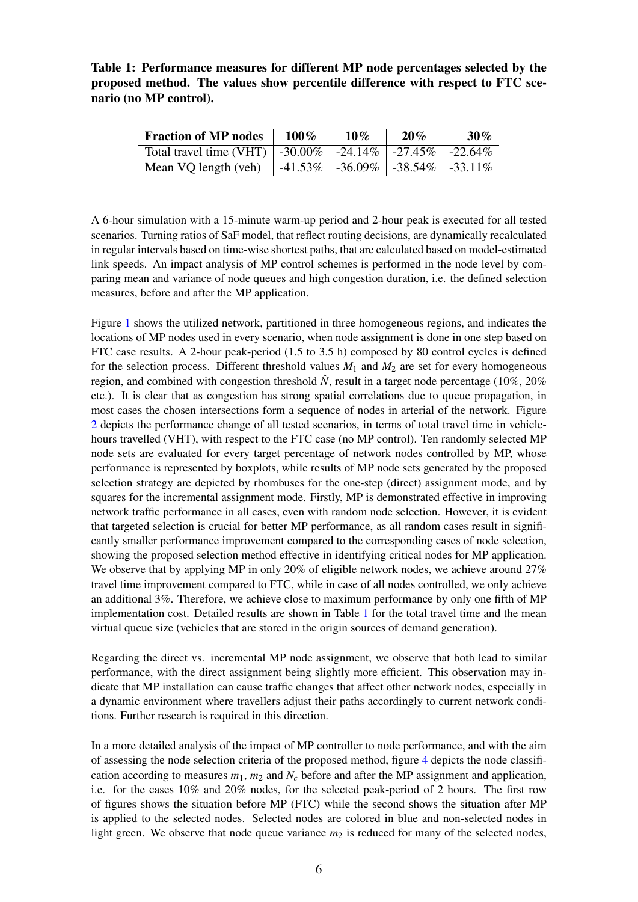**Table 1: Performance measures for different MP node percentages selected by the proposed method. The values show percentile difference with respect to FTC scenario (no MP control).**

| **Fraction of MP nodes** | **100%** | **10%** | **20%** | **30%** |
|---|---|---|---|---|
| Total travel time (VHT) | -30.00% | -24.14% | -27.45% | -22.64% |
| Mean VQ length (veh) | -41.53% | -36.09% | -38.54% | -33.11% |

A 6-hour simulation with a 15-minute warm-up period and 2-hour peak is executed for all tested scenarios. Turning ratios of SaF model, that reflect routing decisions, are dynamically recalculated in regular intervals based on time-wise shortest paths, that are calculated based on model-estimated link speeds. An impact analysis of MP control schemes is performed in the node level by comparing mean and variance of node queues and high congestion duration, i.e. the defined selection measures, before and after the MP application.

Figure 1 shows the utilized network, partitioned in three homogeneous regions, and indicates the locations of MP nodes used in every scenario, when node assignment is done in one step based on FTC case results. A 2-hour peak-period (1.5 to 3.5 h) composed by 80 control cycles is defined for the selection process. Different threshold values $M_1$ and $M_2$ are set for every homogeneous region, and combined with congestion threshold $\hat{N}$, result in a target node percentage (10%, 20% etc.). It is clear that as congestion has strong spatial correlations due to queue propagation, in most cases the chosen intersections form a sequence of nodes in arterial of the network. Figure 2 depicts the performance change of all tested scenarios, in terms of total travel time in vehicle-hours travelled (VHT), with respect to the FTC case (no MP control). Ten randomly selected MP node sets are evaluated for every target percentage of network nodes controlled by MP, whose performance is represented by boxplots, while results of MP node sets generated by the proposed selection strategy are depicted by rhombuses for the one-step (direct) assignment mode, and by squares for the incremental assignment mode. Firstly, MP is demonstrated effective in improving network traffic performance in all cases, even with random node selection. However, it is evident that targeted selection is crucial for better MP performance, as all random cases result in significantly smaller performance improvement compared to the corresponding cases of node selection, showing the proposed selection method effective in identifying critical nodes for MP application. We observe that by applying MP in only 20% of eligible network nodes, we achieve around 27% travel time improvement compared to FTC, while in case of all nodes controlled, we only achieve an additional 3%. Therefore, we achieve close to maximum performance by only one fifth of MP implementation cost. Detailed results are shown in Table 1 for the total travel time and the mean virtual queue size (vehicles that are stored in the origin sources of demand generation).

Regarding the direct vs. incremental MP node assignment, we observe that both lead to similar performance, with the direct assignment being slightly more efficient. This observation may indicate that MP installation can cause traffic changes that affect other network nodes, especially in a dynamic environment where travellers adjust their paths accordingly to current network conditions. Further research is required in this direction.

In a more detailed analysis of the impact of MP controller to node performance, and with the aim of assessing the node selection criteria of the proposed method, figure 4 depicts the node classification according to measures $m_1$, $m_2$ and $N_c$ before and after the MP assignment and application, i.e. for the cases 10% and 20% nodes, for the selected peak-period of 2 hours. The first row of figures shows the situation before MP (FTC) while the second shows the situation after MP is applied to the selected nodes. Selected nodes are colored in blue and non-selected nodes in light green. We observe that node queue variance $m_2$ is reduced for many of the selected nodes,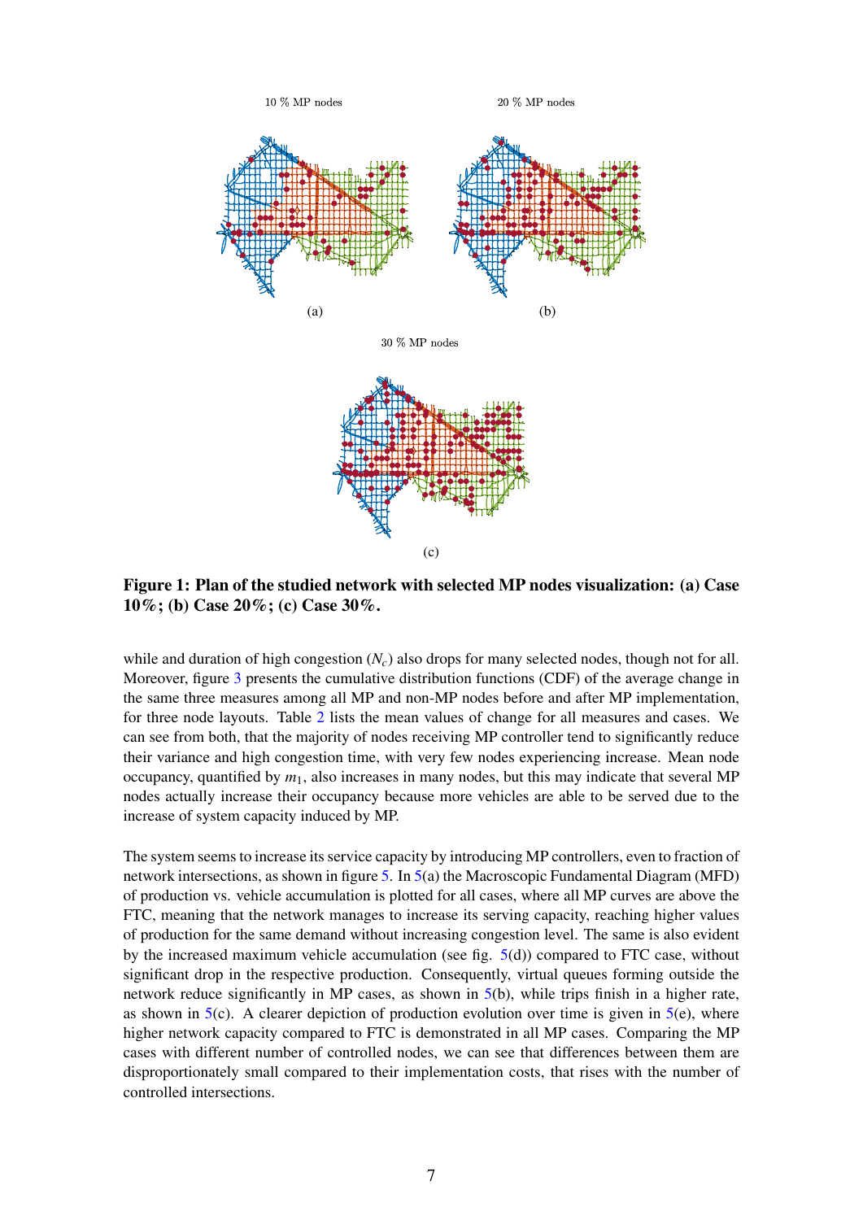10 % MP nodes

20 % MP nodes

(a)

(b)

30 % MP nodes

(c)

**Figure 1: Plan of the studied network with selected MP nodes visualization: (a) Case 10%; (b) Case 20%; (c) Case 30%.**

while and duration of high congestion ($N_c$) also drops for many selected nodes, though not for all. Moreover, figure 3 presents the cumulative distribution functions (CDF) of the average change in the same three measures among all MP and non-MP nodes before and after MP implementation, for three node layouts. Table 2 lists the mean values of change for all measures and cases. We can see from both, that the majority of nodes receiving MP controller tend to significantly reduce their variance and high congestion time, with very few nodes experiencing increase. Mean node occupancy, quantified by $m_1$, also increases in many nodes, but this may indicate that several MP nodes actually increase their occupancy because more vehicles are able to be served due to the increase of system capacity induced by MP.

The system seems to increase its service capacity by introducing MP controllers, even to fraction of network intersections, as shown in figure 5. In 5(a) the Macroscopic Fundamental Diagram (MFD) of production vs. vehicle accumulation is plotted for all cases, where all MP curves are above the FTC, meaning that the network manages to increase its serving capacity, reaching higher values of production for the same demand without increasing congestion level. The same is also evident by the increased maximum vehicle accumulation (see fig. 5(d)) compared to FTC case, without significant drop in the respective production. Consequently, virtual queues forming outside the network reduce significantly in MP cases, as shown in 5(b), while trips finish in a higher rate, as shown in 5(c). A clearer depiction of production evolution over time is given in 5(e), where higher network capacity compared to FTC is demonstrated in all MP cases. Comparing the MP cases with different number of controlled nodes, we can see that differences between them are disproportionately small compared to their implementation costs, that rises with the number of controlled intersections.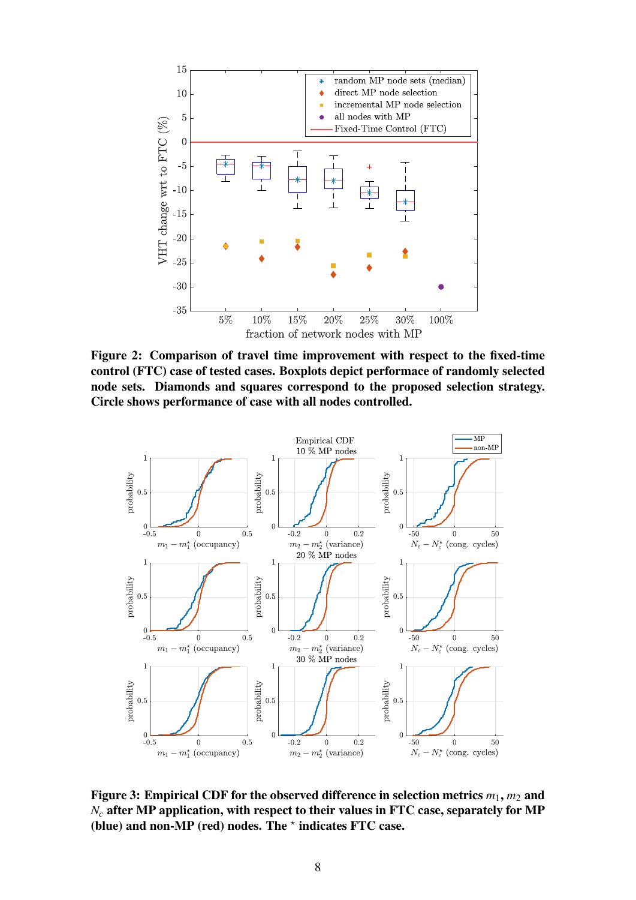**Figure 2: Comparison of travel time improvement with respect to the fixed-time control (FTC) case of tested cases. Boxplots depict performance of randomly selected node sets. Diamonds and squares correspond to the proposed selection strategy. Circle shows performance of case with all nodes controlled.**

**Figure 3: Empirical CDF for the observed difference in selection metrics $m_1, m_2$ and $N_c$ after MP application, with respect to their values in FTC case, separately for MP (blue) and non-MP (red) nodes. The $^\star$ indicates FTC case.**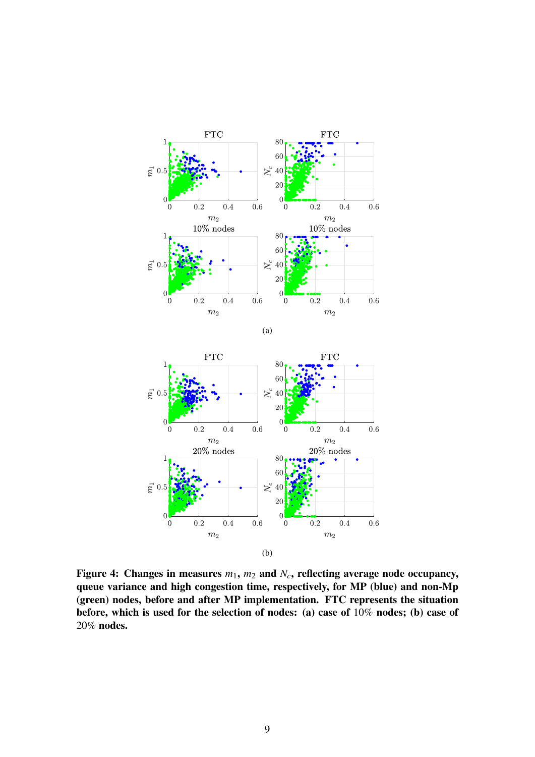**Figure 4: Changes in measures $m_1$, $m_2$ and $N_c$, reflecting average node occupancy, queue variance and high congestion time, respectively, for MP (blue) and non-Mp (green) nodes, before and after MP implementation. FTC represents the situation before, which is used for the selection of nodes: (a) case of** $10\%$ **nodes; (b) case of** $20\%$ **nodes.**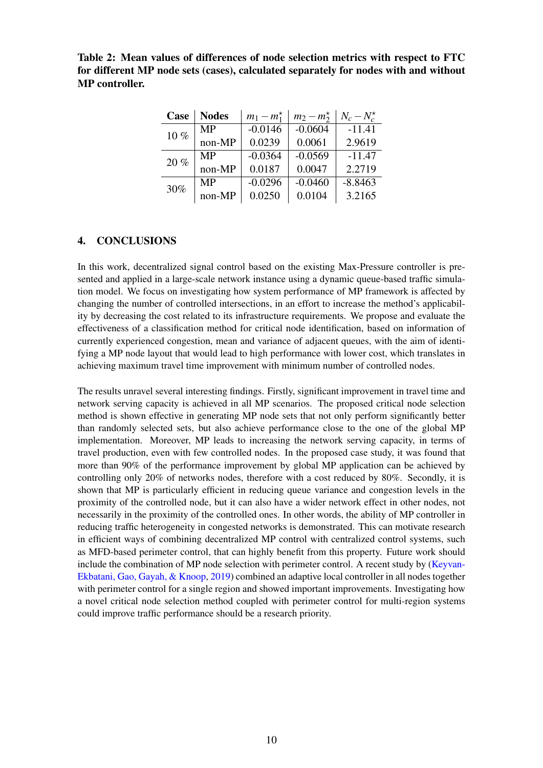**Table 2: Mean values of differences of node selection metrics with respect to FTC for different MP node sets (cases), calculated separately for nodes with and without MP controller.**

| Case | Nodes | $m_1 - m_1^{\star}$ | $m_2 - m_2^{\star}$ | $N_c - N_c^{\star}$ |
|---|---|---|---|---|
| 10 % | MP | -0.0146 | -0.0604 | -11.41 |
| | non-MP | 0.0239 | 0.0061 | 2.9619 |
| 20 % | MP | -0.0364 | -0.0569 | -11.47 |
| | non-MP | 0.0187 | 0.0047 | 2.2719 |
| 30% | MP | -0.0296 | -0.0460 | -8.8463 |
| | non-MP | 0.0250 | 0.0104 | 3.2165 |

## 4. CONCLUSIONS

In this work, decentralized signal control based on the existing Max-Pressure controller is presented and applied in a large-scale network instance using a dynamic queue-based traffic simulation model. We focus on investigating how system performance of MP framework is affected by changing the number of controlled intersections, in an effort to increase the method's applicability by decreasing the cost related to its infrastructure requirements. We propose and evaluate the effectiveness of a classification method for critical node identification, based on information of currently experienced congestion, mean and variance of adjacent queues, with the aim of identifying a MP node layout that would lead to high performance with lower cost, which translates in achieving maximum travel time improvement with minimum number of controlled nodes.

The results unravel several interesting findings. Firstly, significant improvement in travel time and network serving capacity is achieved in all MP scenarios. The proposed critical node selection method is shown effective in generating MP node sets that not only perform significantly better than randomly selected sets, but also achieve performance close to the one of the global MP implementation. Moreover, MP leads to increasing the network serving capacity, in terms of travel production, even with few controlled nodes. In the proposed case study, it was found that more than 90% of the performance improvement by global MP application can be achieved by controlling only 20% of networks nodes, therefore with a cost reduced by 80%. Secondly, it is shown that MP is particularly efficient in reducing queue variance and congestion levels in the proximity of the controlled node, but it can also have a wider network effect in other nodes, not necessarily in the proximity of the controlled ones. In other words, the ability of MP controller in reducing traffic heterogeneity in congested networks is demonstrated. This can motivate research in efficient ways of combining decentralized MP control with centralized control systems, such as MFD-based perimeter control, that can highly benefit from this property. Future work should include the combination of MP node selection with perimeter control. A recent study by (Keyvan-Ekbatani, Gao, Gayah, & Knoop, 2019) combined an adaptive local controller in all nodes together with perimeter control for a single region and showed important improvements. Investigating how a novel critical node selection method coupled with perimeter control for multi-region systems could improve traffic performance should be a research priority.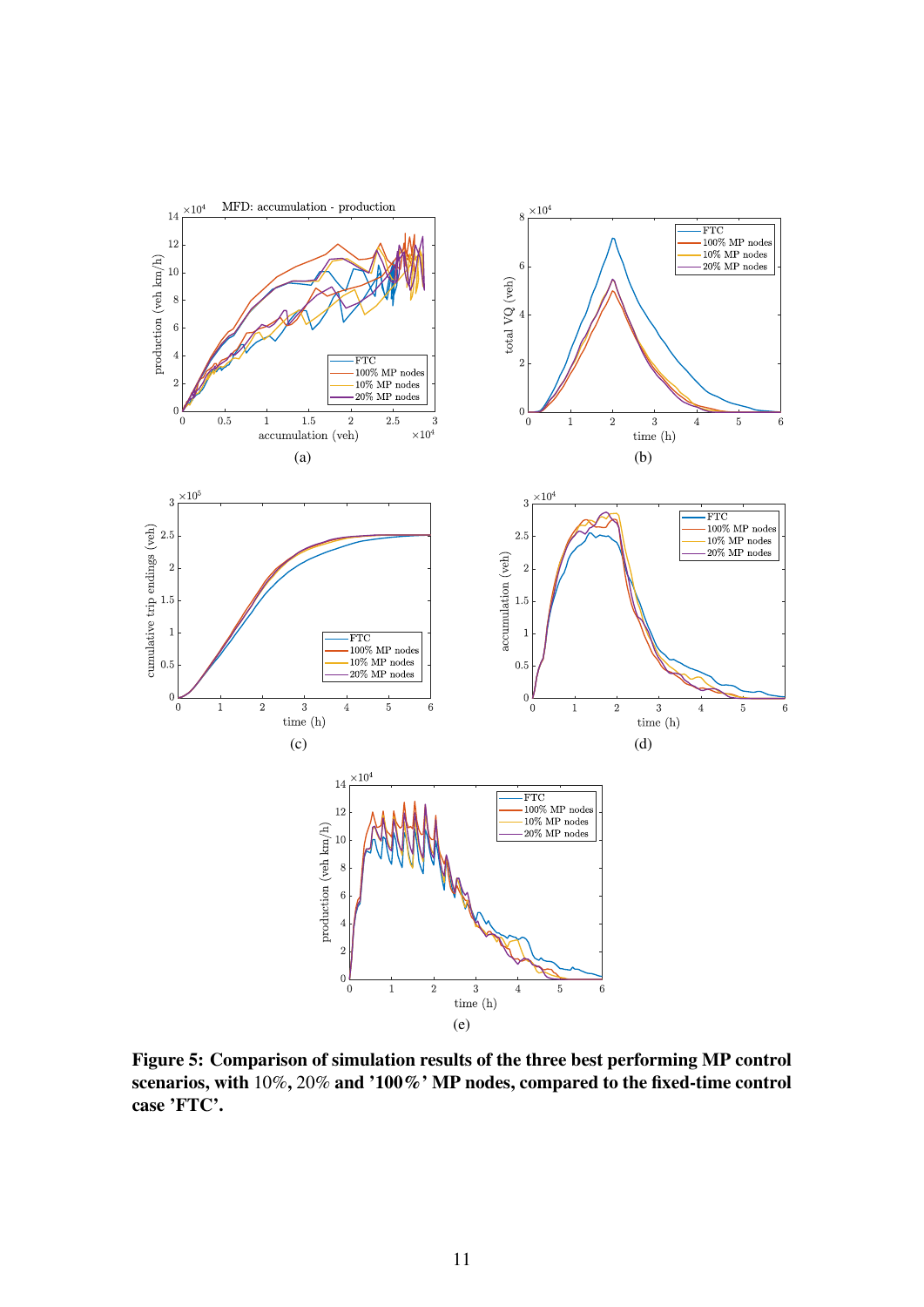**Figure 5: Comparison of simulation results of the three best performing MP control scenarios, with 10%, 20% and '100%' MP nodes, compared to the fixed-time control case 'FTC'.**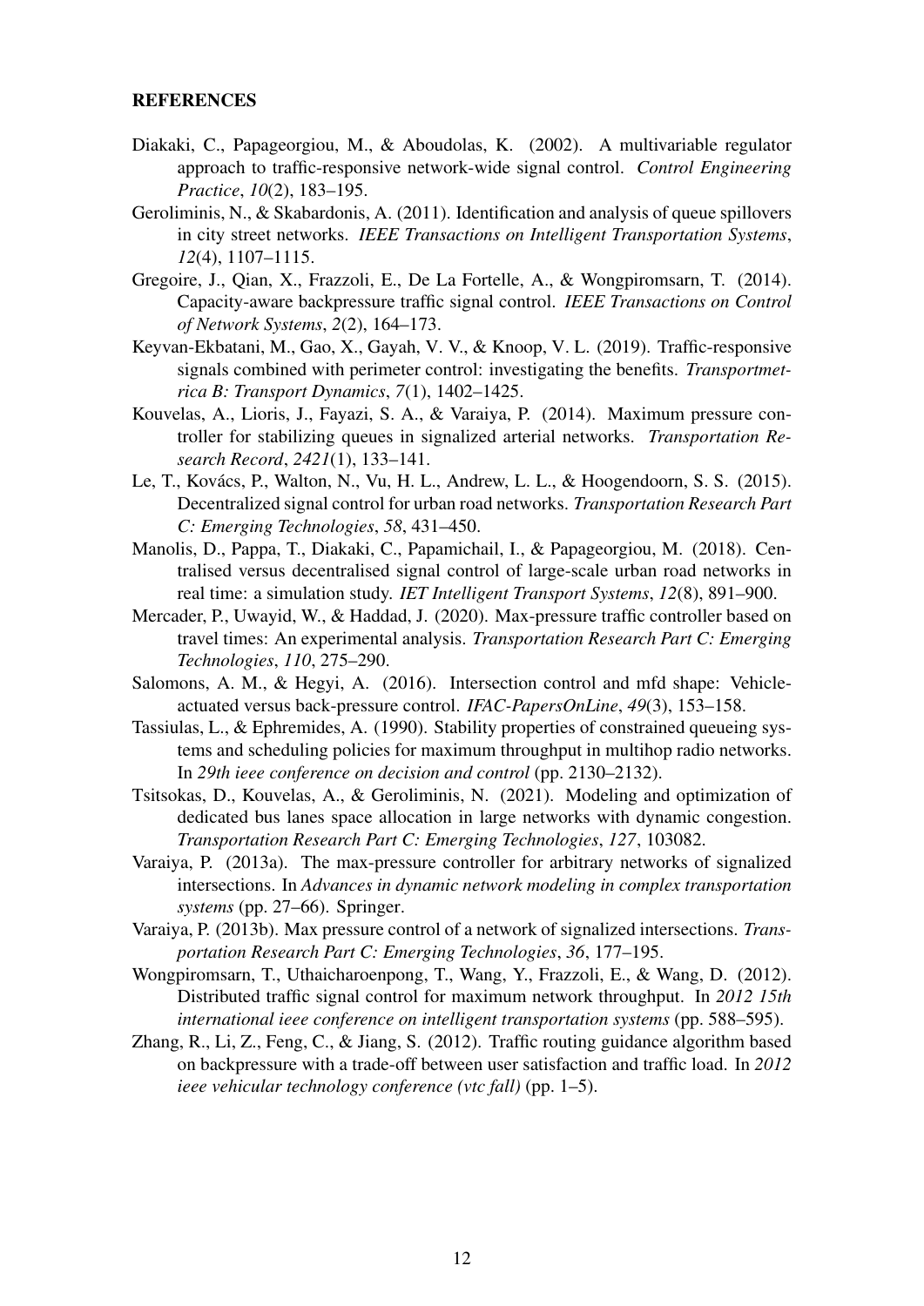## REFERENCES

Diakaki, C., Papageorgiou, M., & Aboudolas, K. (2002). A multivariable regulator approach to traffic-responsive network-wide signal control. *Control Engineering Practice*, *10*(2), 183–195.

Geroliminis, N., & Skabardonis, A. (2011). Identification and analysis of queue spillovers in city street networks. *IEEE Transactions on Intelligent Transportation Systems*, *12*(4), 1107–1115.

Gregoire, J., Qian, X., Frazzoli, E., De La Fortelle, A., & Wongpiromsarn, T. (2014). Capacity-aware backpressure traffic signal control. *IEEE Transactions on Control of Network Systems*, *2*(2), 164–173.

Keyvan-Ekbatani, M., Gao, X., Gayah, V. V., & Knoop, V. L. (2019). Traffic-responsive signals combined with perimeter control: investigating the benefits. *Transportmetrica B: Transport Dynamics*, *7*(1), 1402–1425.

Kouvelas, A., Lioris, J., Fayazi, S. A., & Varaiya, P. (2014). Maximum pressure controller for stabilizing queues in signalized arterial networks. *Transportation Research Record*, *2421*(1), 133–141.

Le, T., Kovács, P., Walton, N., Vu, H. L., Andrew, L. L., & Hoogendoorn, S. S. (2015). Decentralized signal control for urban road networks. *Transportation Research Part C: Emerging Technologies*, *58*, 431–450.

Manolis, D., Pappa, T., Diakaki, C., Papamichail, I., & Papageorgiou, M. (2018). Centralised versus decentralised signal control of large-scale urban road networks in real time: a simulation study. *IET Intelligent Transport Systems*, *12*(8), 891–900.

Mercader, P., Uwayid, W., & Haddad, J. (2020). Max-pressure traffic controller based on travel times: An experimental analysis. *Transportation Research Part C: Emerging Technologies*, *110*, 275–290.

Salomons, A. M., & Hegyi, A. (2016). Intersection control and mfd shape: Vehicle-actuated versus back-pressure control. *IFAC-PapersOnLine*, *49*(3), 153–158.

Tassiulas, L., & Ephremides, A. (1990). Stability properties of constrained queueing systems and scheduling policies for maximum throughput in multihop radio networks. In *29th ieee conference on decision and control* (pp. 2130–2132).

Tsitsokas, D., Kouvelas, A., & Geroliminis, N. (2021). Modeling and optimization of dedicated bus lanes space allocation in large networks with dynamic congestion. *Transportation Research Part C: Emerging Technologies*, *127*, 103082.

Varaiya, P. (2013a). The max-pressure controller for arbitrary networks of signalized intersections. In *Advances in dynamic network modeling in complex transportation systems* (pp. 27–66). Springer.

Varaiya, P. (2013b). Max pressure control of a network of signalized intersections. *Transportation Research Part C: Emerging Technologies*, *36*, 177–195.

Wongpiromsarn, T., Uthaicharoenpong, T., Wang, Y., Frazzoli, E., & Wang, D. (2012). Distributed traffic signal control for maximum network throughput. In *2012 15th international ieee conference on intelligent transportation systems* (pp. 588–595).

Zhang, R., Li, Z., Feng, C., & Jiang, S. (2012). Traffic routing guidance algorithm based on backpressure with a trade-off between user satisfaction and traffic load. In *2012 ieee vehicular technology conference (vtc fall)* (pp. 1–5).